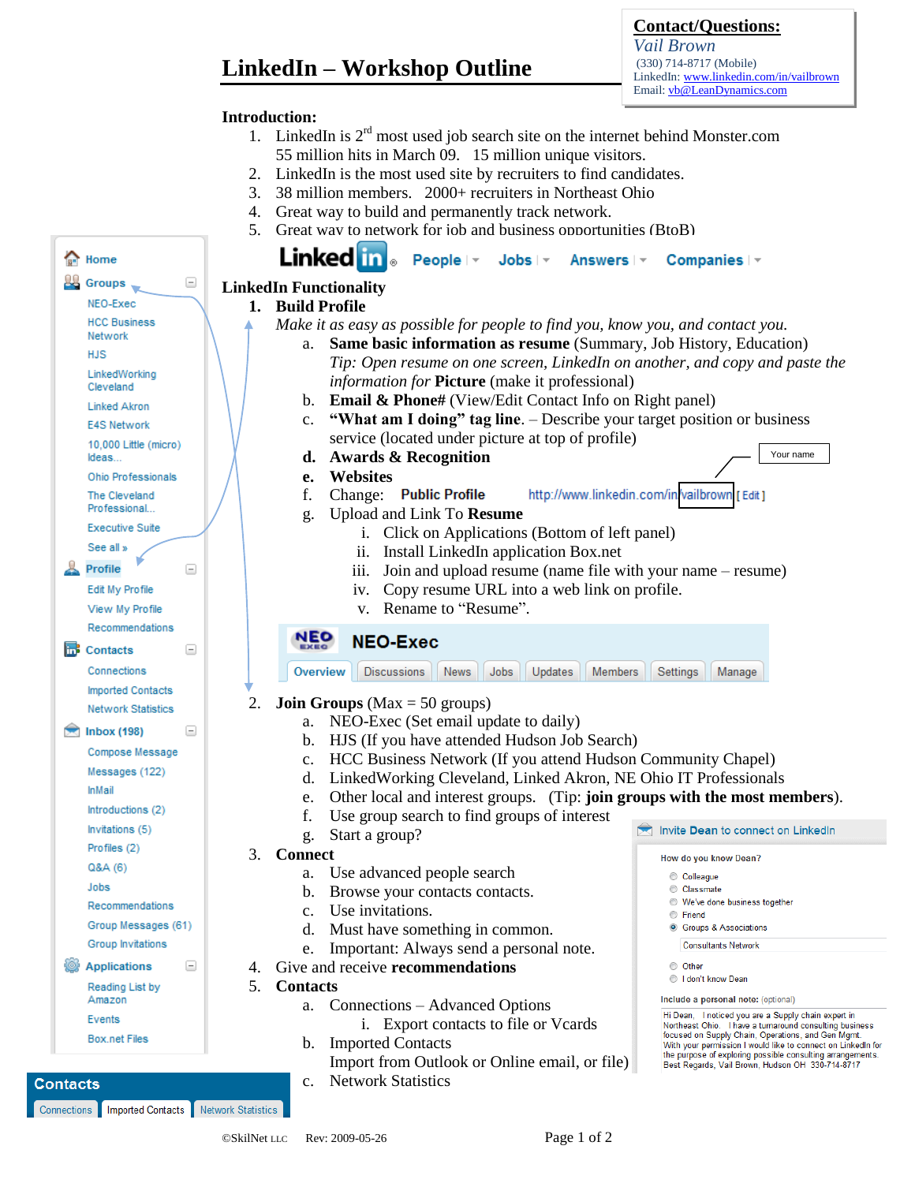# LinkedIn – Workshop Outline

**Contact/Questions:**
*Vail Brown*
(330) 714-8717 (Mobile)
LinkedIn: www.linkedin.com/in/vailbrown
Email: vb@LeanDynamics.com

**Introduction:**

1. LinkedIn is 2nd most used job search site on the internet behind Monster.com
   55 million hits in March 09. 15 million unique visitors.
2. LinkedIn is the most used site by recruiters to find candidates.
3. 38 million members. 2000+ recruiters in Northeast Ohio
4. Great way to build and permanently track network.
5. Great way to network for job and business opportunities (BtoB)

**LinkedIn Functionality**

1. **Build Profile**
   *Make it as easy as possible for people to find you, know you, and contact you.*
   a. **Same basic information as resume** (Summary, Job History, Education)
      *Tip: Open resume on one screen, LinkedIn on another, and copy and paste the information for* **Picture** (make it professional)
   b. **Email & Phone#** (View/Edit Contact Info on Right panel)
   c. **"What am I doing" tag line**. – Describe your target position or business service (located under picture at top of profile)
   d. **Awards & Recognition**
   e. **Websites**
   f. Change: **Public Profile** http://www.linkedin.com/in/vailbrown [ Edit ] (Your name)
   g. Upload and Link To **Resume**
      i. Click on Applications (Bottom of left panel)
      ii. Install LinkedIn application Box.net
      iii. Join and upload resume (name file with your name – resume)
      iv. Copy resume URL into a web link on profile.
      v. Rename to "Resume".
2. **Join Groups** (Max = 50 groups)
   a. NEO-Exec (Set email update to daily)
   b. HJS (If you have attended Hudson Job Search)
   c. HCC Business Network (If you attend Hudson Community Chapel)
   d. LinkedWorking Cleveland, Linked Akron, NE Ohio IT Professionals
   e. Other local and interest groups. (Tip: **join groups with the most members**).
   f. Use group search to find groups of interest
   g. Start a group?
3. **Connect**
   a. Use advanced people search
   b. Browse your contacts contacts.
   c. Use invitations.
   d. Must have something in common.
   e. Important: Always send a personal note.
4. Give and receive **recommendations**
5. **Contacts**
   a. Connections – Advanced Options
      i. Export contacts to file or Vcards
   b. Imported Contacts
      Import from Outlook or Online email, or file)
   c. Network Statistics

©SkilNet LLC Rev: 2009-05-26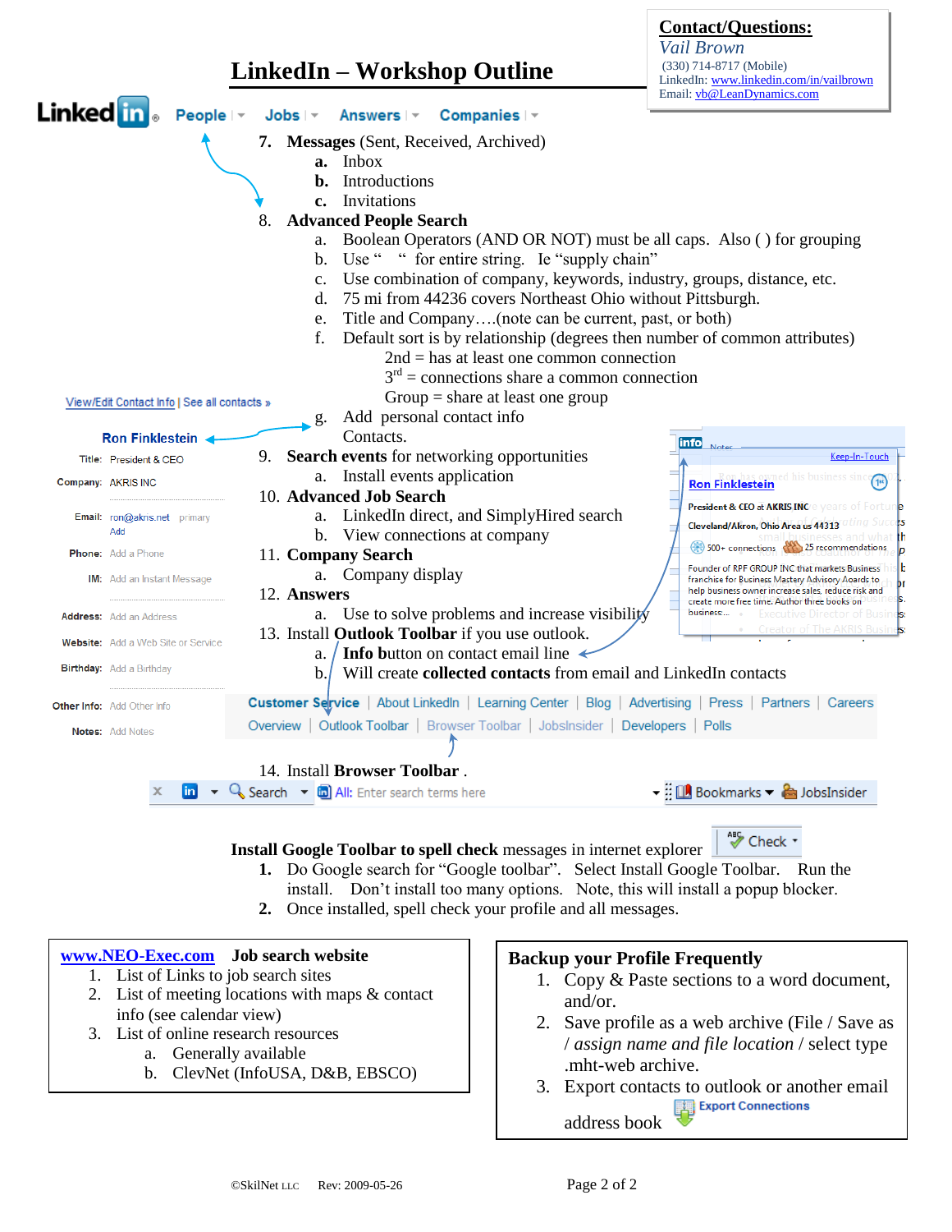**Contact/Questions:**
*Vail Brown*
(330) 714-8717 (Mobile)
LinkedIn: www.linkedin.com/in/vailbrown
Email: vb@LeanDynamics.com

# LinkedIn – Workshop Outline

7. **Messages** (Sent, Received, Archived)
   a. Inbox
   b. Introductions
   c. Invitations
8. **Advanced People Search**
   a. Boolean Operators (AND OR NOT) must be all caps. Also ( ) for grouping
   b. Use " " for entire string. Ie "supply chain"
   c. Use combination of company, keywords, industry, groups, distance, etc.
   d. 75 mi from 44236 covers Northeast Ohio without Pittsburgh.
   e. Title and Company….(note can be current, past, or both)
   f. Default sort is by relationship (degrees then number of common attributes)
      - 2nd = has at least one common connection
      - 3rd = connections share a common connection
      - Group = share at least one group
   g. Add personal contact info Contacts.
9. **Search events** for networking opportunities
   a. Install events application
10. **Advanced Job Search**
    a. LinkedIn direct, and SimplyHired search
    b. View connections at company
11. **Company Search**
    a. Company display
12. **Answers**
    a. Use to solve problems and increase visibility
13. Install **Outlook Toolbar** if you use outlook.
    a. **Info** button on contact email line
    b. Will create **collected contacts** from email and LinkedIn contacts
14. Install **Browser Toolbar** .

**Install Google Toolbar to spell check** messages in internet explorer

1. Do Google search for "Google toolbar". Select Install Google Toolbar. Run the install. Don't install too many options. Note, this will install a popup blocker.
2. Once installed, spell check your profile and all messages.

**www.NEO-Exec.com** **Job search website**

1. List of Links to job search sites
2. List of meeting locations with maps & contact info (see calendar view)
3. List of online research resources
   a. Generally available
   b. ClevNet (InfoUSA, D&B, EBSCO)

**Backup your Profile Frequently**

1. Copy & Paste sections to a word document, and/or.
2. Save profile as a web archive (File / Save as / *assign name and file location* / select type .mht-web archive.
3. Export contacts to outlook or another email address book

©SkilNet LLC Rev: 2009-05-26